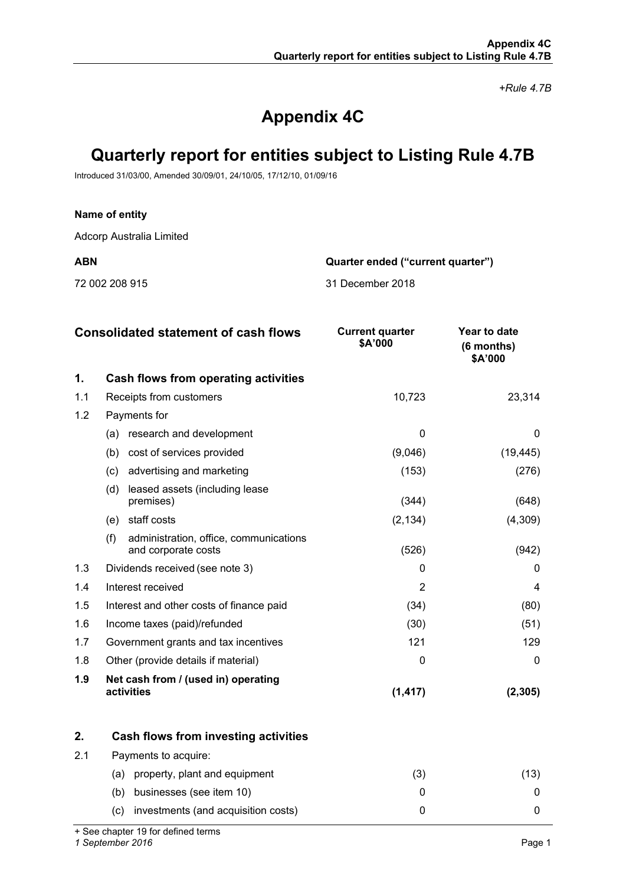*+Rule 4.7B*

# Appendix 4C

# Quarterly report for entities subject to Listing Rule 4.7B

Introduced 31/03/00, Amended 30/09/01, 24/10/05, 17/12/10, 01/09/16

**Name of entity**

Adcorp Australia Limited

| **ABN** | **Quarter ended ("current quarter")** |
|---|---|
| 72 002 208 915 | 31 December 2018 |

| | **Consolidated statement of cash flows** | **Current quarter $A'000** | **Year to date (6 months) $A'000** |
|---|---|---|---|
| **1.** | **Cash flows from operating activities** | | |
| 1.1 | Receipts from customers | 10,723 | 23,314 |
| 1.2 | Payments for | | |
| | (a) research and development | 0 | 0 |
| | (b) cost of services provided | (9,046) | (19,445) |
| | (c) advertising and marketing | (153) | (276) |
| | (d) leased assets (including lease premises) | (344) | (648) |
| | (e) staff costs | (2,134) | (4,309) |
| | (f) administration, office, communications and corporate costs | (526) | (942) |
| 1.3 | Dividends received (see note 3) | 0 | 0 |
| 1.4 | Interest received | 2 | 4 |
| 1.5 | Interest and other costs of finance paid | (34) | (80) |
| 1.6 | Income taxes (paid)/refunded | (30) | (51) |
| 1.7 | Government grants and tax incentives | 121 | 129 |
| 1.8 | Other (provide details if material) | 0 | 0 |
| **1.9** | **Net cash from / (used in) operating activities** | **(1,417)** | **(2,305)** |
| | | | |
| **2.** | **Cash flows from investing activities** | | |
| 2.1 | Payments to acquire: | | |
| | (a) property, plant and equipment | (3) | (13) |
| | (b) businesses (see item 10) | 0 | 0 |
| | (c) investments (and acquisition costs) | 0 | 0 |

+ See chapter 19 for defined terms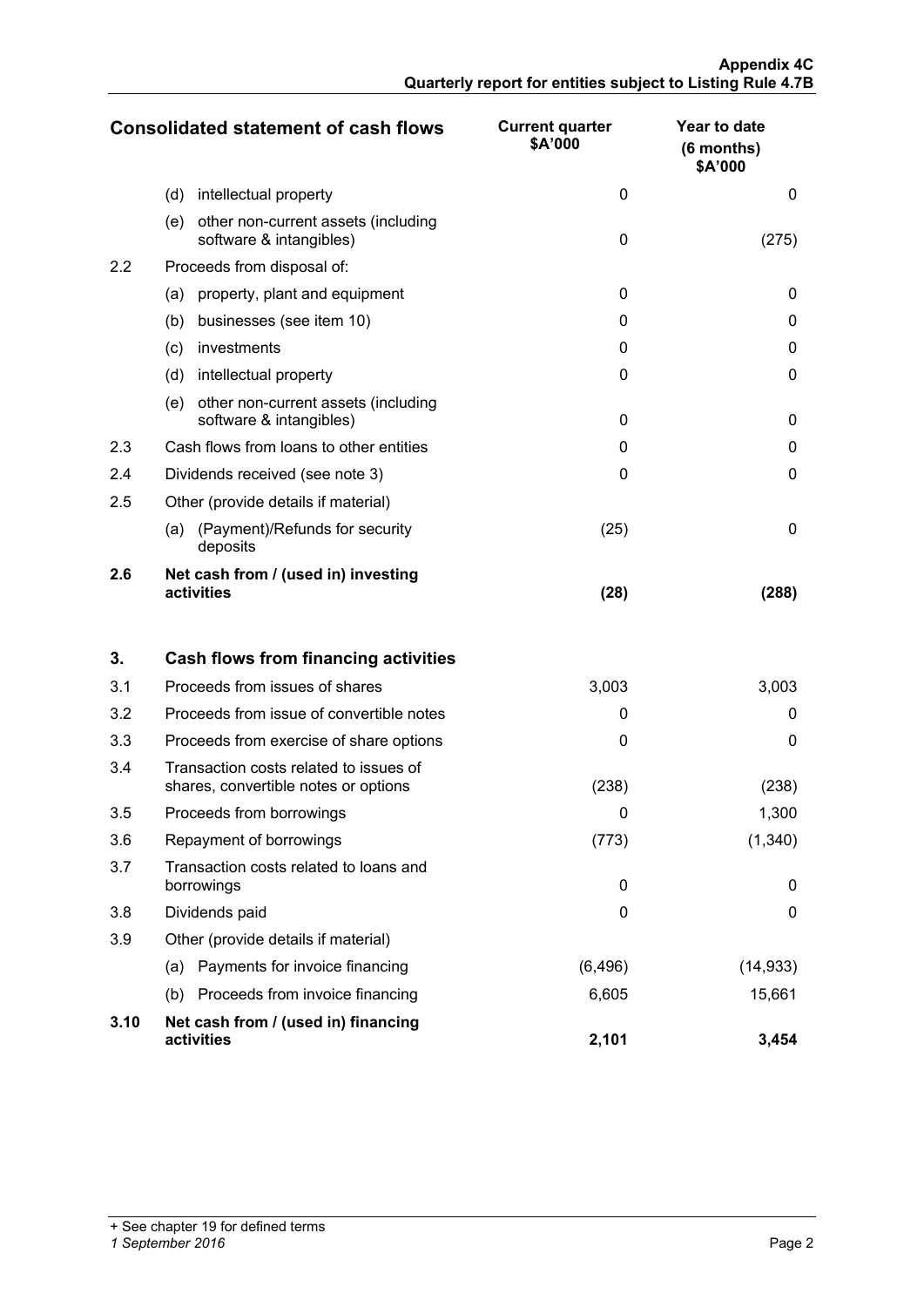| Consolidated statement of cash flows | | Current quarter $A'000 | Year to date (6 months) $A'000 |
|---|---|---|---|
| | (d) intellectual property | 0 | 0 |
| | (e) other non-current assets (including software & intangibles) | 0 | (275) |
| 2.2 | Proceeds from disposal of: | | |
| | (a) property, plant and equipment | 0 | 0 |
| | (b) businesses (see item 10) | 0 | 0 |
| | (c) investments | 0 | 0 |
| | (d) intellectual property | 0 | 0 |
| | (e) other non-current assets (including software & intangibles) | 0 | 0 |
| 2.3 | Cash flows from loans to other entities | 0 | 0 |
| 2.4 | Dividends received (see note 3) | 0 | 0 |
| 2.5 | Other (provide details if material) | | |
| | (a) (Payment)/Refunds for security deposits | (25) | 0 |
| **2.6** | **Net cash from / (used in) investing activities** | **(28)** | **(288)** |
| | | | |
| **3.** | **Cash flows from financing activities** | | |
| 3.1 | Proceeds from issues of shares | 3,003 | 3,003 |
| 3.2 | Proceeds from issue of convertible notes | 0 | 0 |
| 3.3 | Proceeds from exercise of share options | 0 | 0 |
| 3.4 | Transaction costs related to issues of shares, convertible notes or options | (238) | (238) |
| 3.5 | Proceeds from borrowings | 0 | 1,300 |
| 3.6 | Repayment of borrowings | (773) | (1,340) |
| 3.7 | Transaction costs related to loans and borrowings | 0 | 0 |
| 3.8 | Dividends paid | 0 | 0 |
| 3.9 | Other (provide details if material) | | |
| | (a) Payments for invoice financing | (6,496) | (14,933) |
| | (b) Proceeds from invoice financing | 6,605 | 15,661 |
| **3.10** | **Net cash from / (used in) financing activities** | **2,101** | **3,454** |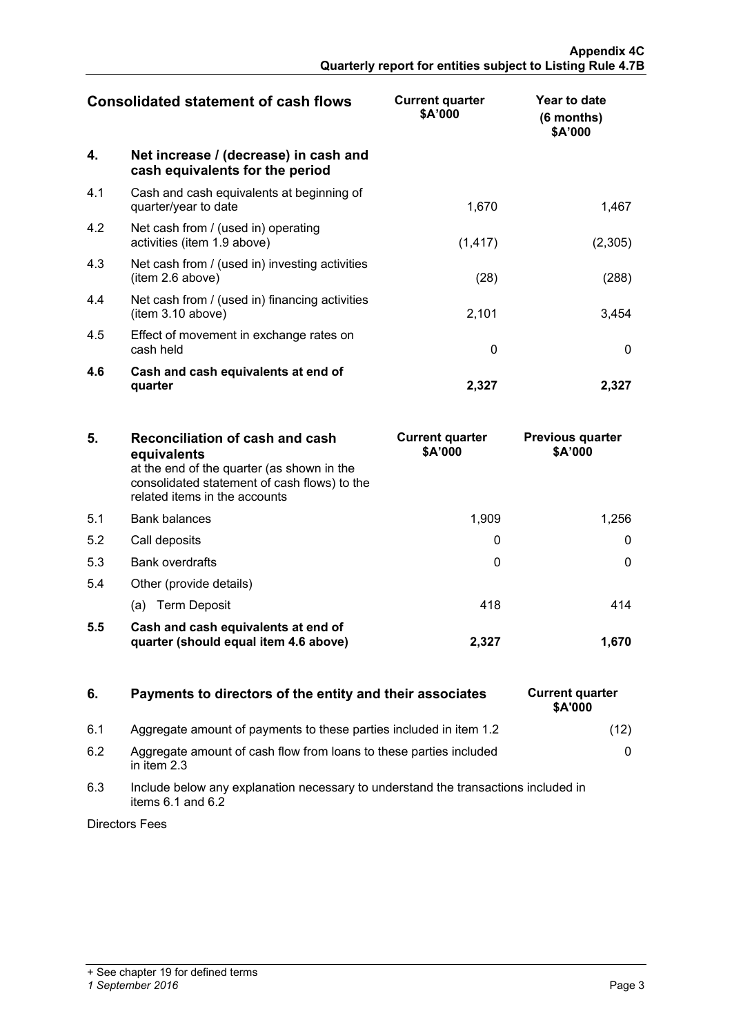| Consolidated statement of cash flows | | Current quarter $A'000 | Year to date (6 months) $A'000 |
|---|---|---|---|
| **4.** | **Net increase / (decrease) in cash and cash equivalents for the period** | | |
| 4.1 | Cash and cash equivalents at beginning of quarter/year to date | 1,670 | 1,467 |
| 4.2 | Net cash from / (used in) operating activities (item 1.9 above) | (1,417) | (2,305) |
| 4.3 | Net cash from / (used in) investing activities (item 2.6 above) | (28) | (288) |
| 4.4 | Net cash from / (used in) financing activities (item 3.10 above) | 2,101 | 3,454 |
| 4.5 | Effect of movement in exchange rates on cash held | 0 | 0 |
| **4.6** | **Cash and cash equivalents at end of quarter** | **2,327** | **2,327** |

| **5.** | **Reconciliation of cash and cash equivalents** at the end of the quarter (as shown in the consolidated statement of cash flows) to the related items in the accounts | Current quarter $A'000 | Previous quarter $A'000 |
|---|---|---|---|
| 5.1 | Bank balances | 1,909 | 1,256 |
| 5.2 | Call deposits | 0 | 0 |
| 5.3 | Bank overdrafts | 0 | 0 |
| 5.4 | Other (provide details) | | |
| | (a) Term Deposit | 418 | 414 |
| **5.5** | **Cash and cash equivalents at end of quarter (should equal item 4.6 above)** | **2,327** | **1,670** |

| **6.** | **Payments to directors of the entity and their associates** | Current quarter $A'000 |
|---|---|---|
| 6.1 | Aggregate amount of payments to these parties included in item 1.2 | (12) |
| 6.2 | Aggregate amount of cash flow from loans to these parties included in item 2.3 | 0 |

6.3 Include below any explanation necessary to understand the transactions included in items 6.1 and 6.2

Directors Fees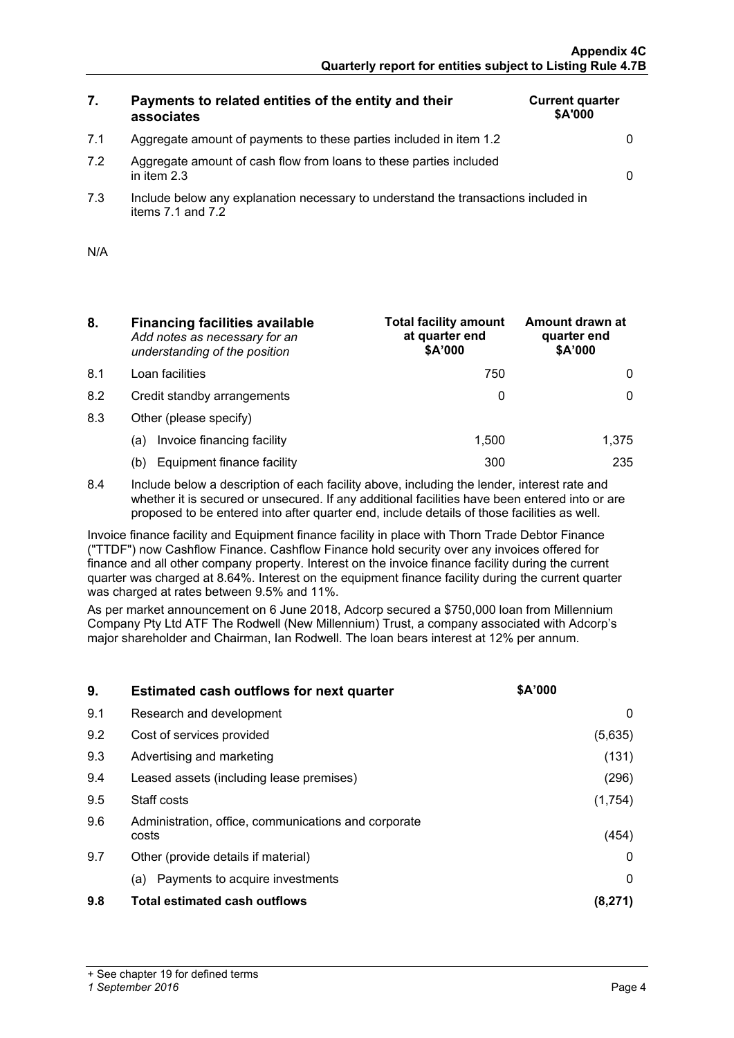| 7. | Payments to related entities of the entity and their associates | Current quarter $A'000 |
|---|---|---|
| 7.1 | Aggregate amount of payments to these parties included in item 1.2 | 0 |
| 7.2 | Aggregate amount of cash flow from loans to these parties included in item 2.3 | 0 |
| 7.3 | Include below any explanation necessary to understand the transactions included in items 7.1 and 7.2 | |

N/A

| 8. | **Financing facilities available** *Add notes as necessary for an understanding of the position* | Total facility amount at quarter end $A'000 | Amount drawn at quarter end $A'000 |
|---|---|---|---|
| 8.1 | Loan facilities | 750 | 0 |
| 8.2 | Credit standby arrangements | 0 | 0 |
| 8.3 | Other (please specify) | | |
| | (a) Invoice financing facility | 1,500 | 1,375 |
| | (b) Equipment finance facility | 300 | 235 |

8.4 Include below a description of each facility above, including the lender, interest rate and whether it is secured or unsecured. If any additional facilities have been entered into or are proposed to be entered into after quarter end, include details of those facilities as well.

Invoice finance facility and Equipment finance facility in place with Thorn Trade Debtor Finance ("TTDF") now Cashflow Finance. Cashflow Finance hold security over any invoices offered for finance and all other company property. Interest on the invoice finance facility during the current quarter was charged at 8.64%. Interest on the equipment finance facility during the current quarter was charged at rates between 9.5% and 11%.

As per market announcement on 6 June 2018, Adcorp secured a $750,000 loan from Millennium Company Pty Ltd ATF The Rodwell (New Millennium) Trust, a company associated with Adcorp's major shareholder and Chairman, Ian Rodwell. The loan bears interest at 12% per annum.

| 9. | **Estimated cash outflows for next quarter** | $A'000 |
|---|---|---|
| 9.1 | Research and development | 0 |
| 9.2 | Cost of services provided | (5,635) |
| 9.3 | Advertising and marketing | (131) |
| 9.4 | Leased assets (including lease premises) | (296) |
| 9.5 | Staff costs | (1,754) |
| 9.6 | Administration, office, communications and corporate costs | (454) |
| 9.7 | Other (provide details if material) | 0 |
| | (a) Payments to acquire investments | 0 |
| 9.8 | **Total estimated cash outflows** | **(8,271)** |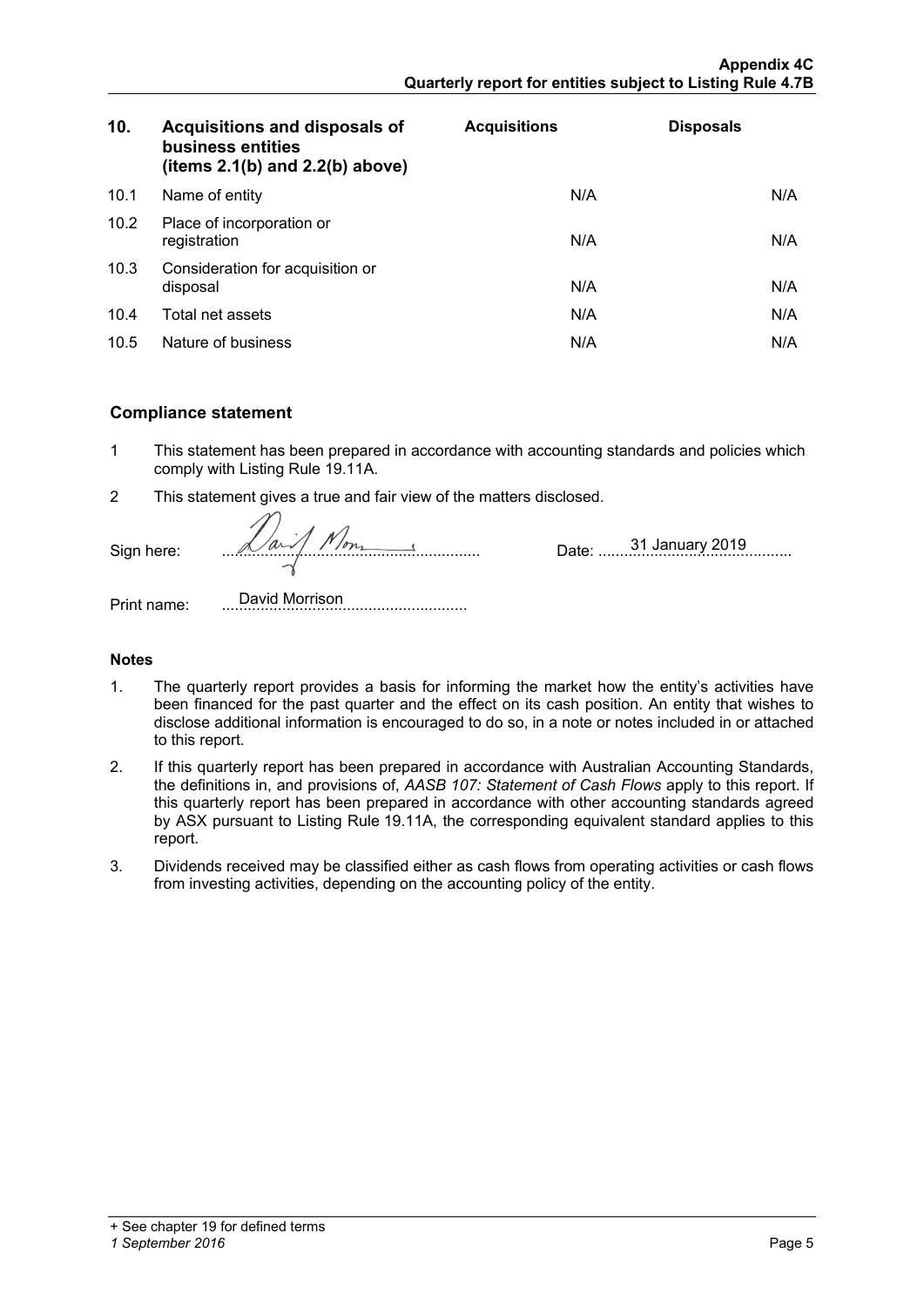| 10. | Acquisitions and disposals of business entities (items 2.1(b) and 2.2(b) above) | Acquisitions | Disposals |
|---|---|---|---|
| 10.1 | Name of entity | N/A | N/A |
| 10.2 | Place of incorporation or registration | N/A | N/A |
| 10.3 | Consideration for acquisition or disposal | N/A | N/A |
| 10.4 | Total net assets | N/A | N/A |
| 10.5 | Nature of business | N/A | N/A |

## Compliance statement

1 This statement has been prepared in accordance with accounting standards and policies which comply with Listing Rule 19.11A.

2 This statement gives a true and fair view of the matters disclosed.

Sign here: ............................................................ Date: 31 January 2019

Print name: David Morrison

### Notes

1. The quarterly report provides a basis for informing the market how the entity's activities have been financed for the past quarter and the effect on its cash position. An entity that wishes to disclose additional information is encouraged to do so, in a note or notes included in or attached to this report.

2. If this quarterly report has been prepared in accordance with Australian Accounting Standards, the definitions in, and provisions of, *AASB 107: Statement of Cash Flows* apply to this report. If this quarterly report has been prepared in accordance with other accounting standards agreed by ASX pursuant to Listing Rule 19.11A, the corresponding equivalent standard applies to this report.

3. Dividends received may be classified either as cash flows from operating activities or cash flows from investing activities, depending on the accounting policy of the entity.